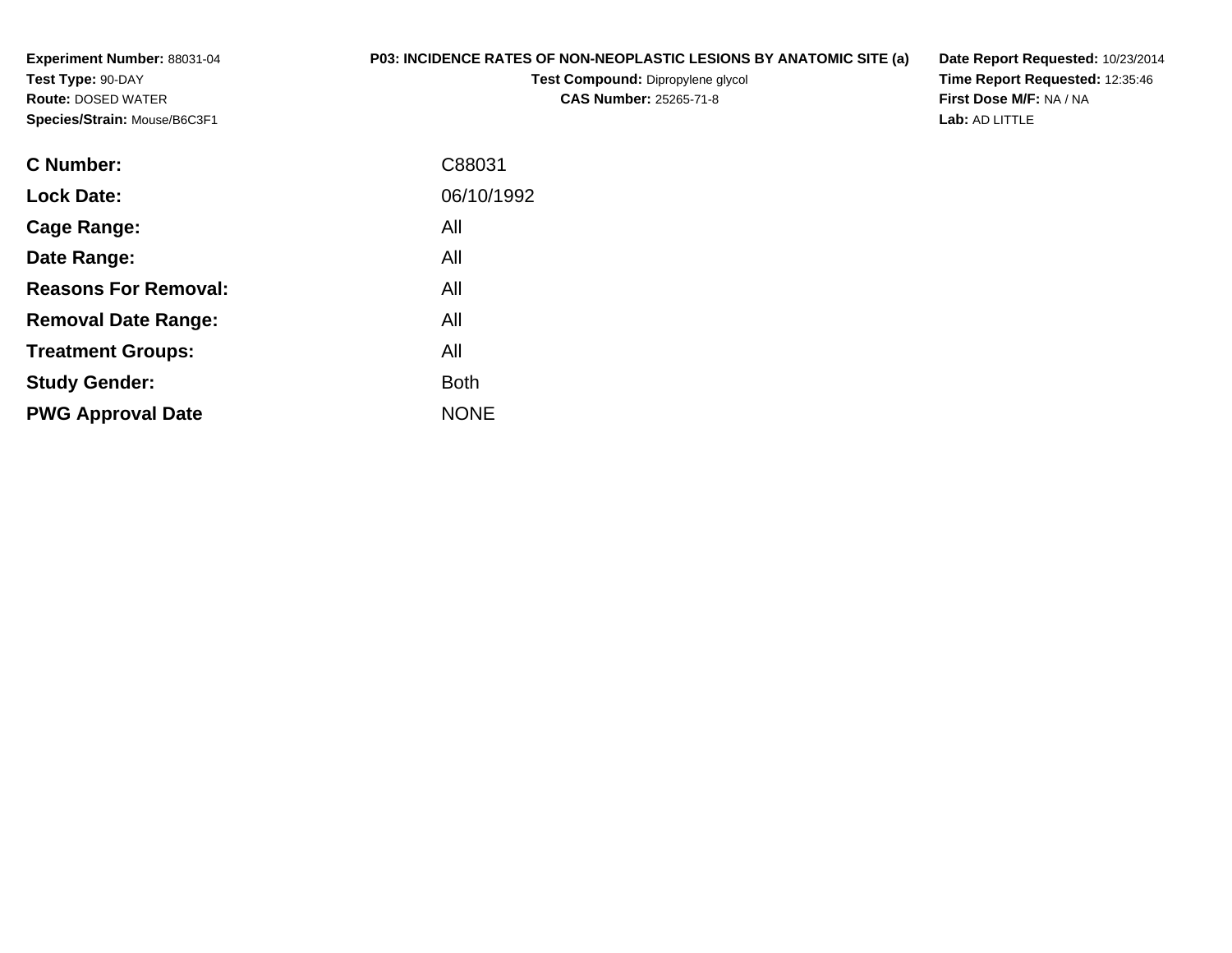**Experiment Number:** 88031-04
**Test Type:** 90-DAY
**Route:** DOSED WATER
**Species/Strain:** Mouse/B6C3F1

**P03: INCIDENCE RATES OF NON-NEOPLASTIC LESIONS BY ANATOMIC SITE (a)**
**Test Compound:** Dipropylene glycol
**CAS Number:** 25265-71-8

**Date Report Requested:** 10/23/2014
**Time Report Requested:** 12:35:46
**First Dose M/F:** NA / NA
**Lab:** AD LITTLE

| | |
|---|---|
| **C Number:** | C88031 |
| **Lock Date:** | 06/10/1992 |
| **Cage Range:** | All |
| **Date Range:** | All |
| **Reasons For Removal:** | All |
| **Removal Date Range:** | All |
| **Treatment Groups:** | All |
| **Study Gender:** | Both |
| **PWG Approval Date** | NONE |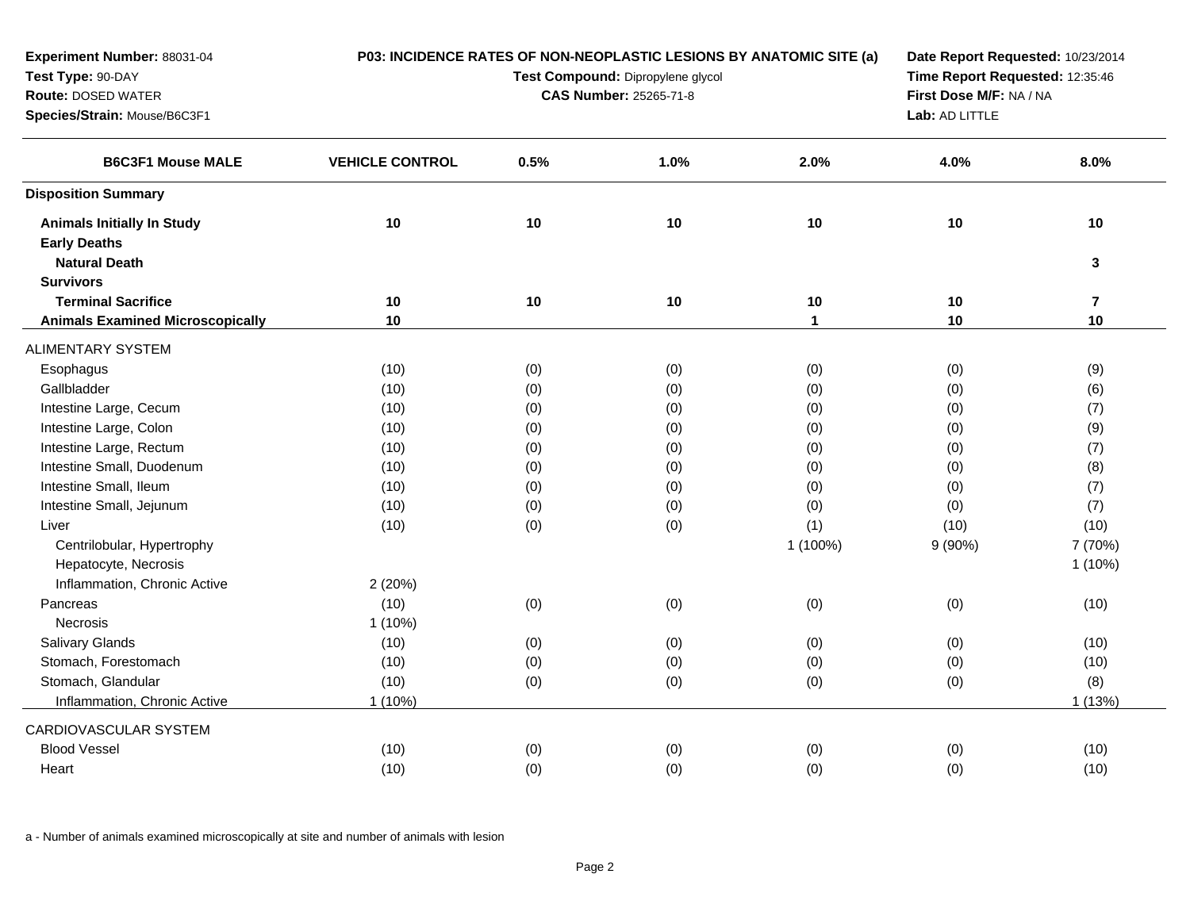**Experiment Number:** 88031-04
**Test Type:** 90-DAY
**Route:** DOSED WATER
**Species/Strain:** Mouse/B6C3F1

**P03: INCIDENCE RATES OF NON-NEOPLASTIC LESIONS BY ANATOMIC SITE (a)**
**Test Compound:** Dipropylene glycol
**CAS Number:** 25265-71-8

**Date Report Requested:** 10/23/2014
**Time Report Requested:** 12:35:46
**First Dose M/F:** NA / NA
**Lab:** AD LITTLE

| B6C3F1 Mouse MALE | VEHICLE CONTROL | 0.5% | 1.0% | 2.0% | 4.0% | 8.0% |
|---|---|---|---|---|---|---|
| **Disposition Summary** | | | | | | |
| **Animals Initially In Study** | 10 | 10 | 10 | 10 | 10 | 10 |
| **Early Deaths** | | | | | | |
| **Natural Death** | | | | | | 3 |
| **Survivors** | | | | | | |
| **Terminal Sacrifice** | 10 | 10 | 10 | 10 | 10 | 7 |
| **Animals Examined Microscopically** | 10 | | | 1 | 10 | 10 |
| ALIMENTARY SYSTEM | | | | | | |
| Esophagus | (10) | (0) | (0) | (0) | (0) | (9) |
| Gallbladder | (10) | (0) | (0) | (0) | (0) | (6) |
| Intestine Large, Cecum | (10) | (0) | (0) | (0) | (0) | (7) |
| Intestine Large, Colon | (10) | (0) | (0) | (0) | (0) | (9) |
| Intestine Large, Rectum | (10) | (0) | (0) | (0) | (0) | (7) |
| Intestine Small, Duodenum | (10) | (0) | (0) | (0) | (0) | (8) |
| Intestine Small, Ileum | (10) | (0) | (0) | (0) | (0) | (7) |
| Intestine Small, Jejunum | (10) | (0) | (0) | (0) | (0) | (7) |
| Liver | (10) | (0) | (0) | (1) | (10) | (10) |
| Centrilobular, Hypertrophy | | | | 1 (100%) | 9 (90%) | 7 (70%) |
| Hepatocyte, Necrosis | | | | | | 1 (10%) |
| Inflammation, Chronic Active | 2 (20%) | | | | | |
| Pancreas | (10) | (0) | (0) | (0) | (0) | (10) |
| Necrosis | 1 (10%) | | | | | |
| Salivary Glands | (10) | (0) | (0) | (0) | (0) | (10) |
| Stomach, Forestomach | (10) | (0) | (0) | (0) | (0) | (10) |
| Stomach, Glandular | (10) | (0) | (0) | (0) | (0) | (8) |
| Inflammation, Chronic Active | 1 (10%) | | | | | 1 (13%) |
| CARDIOVASCULAR SYSTEM | | | | | | |
| Blood Vessel | (10) | (0) | (0) | (0) | (0) | (10) |
| Heart | (10) | (0) | (0) | (0) | (0) | (10) |

a - Number of animals examined microscopically at site and number of animals with lesion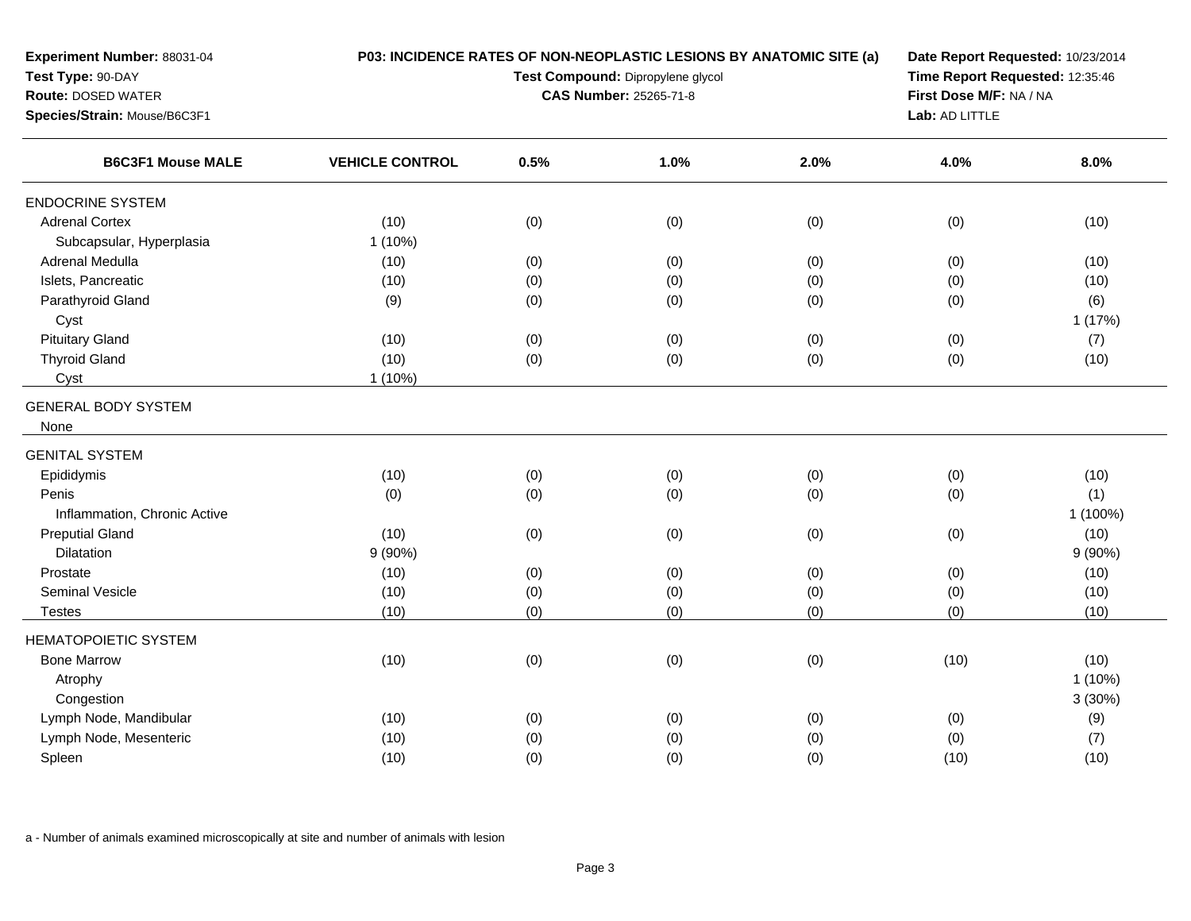**Experiment Number:** 88031-04
**Test Type:** 90-DAY
**Route:** DOSED WATER
**Species/Strain:** Mouse/B6C3F1

**P03: INCIDENCE RATES OF NON-NEOPLASTIC LESIONS BY ANATOMIC SITE (a)**
**Test Compound:** Dipropylene glycol
**CAS Number:** 25265-71-8

**Date Report Requested:** 10/23/2014
**Time Report Requested:** 12:35:46
**First Dose M/F:** NA / NA
**Lab:** AD LITTLE

| B6C3F1 Mouse MALE | VEHICLE CONTROL | 0.5% | 1.0% | 2.0% | 4.0% | 8.0% |
|---|---|---|---|---|---|---|
| ENDOCRINE SYSTEM | | | | | | |
| Adrenal Cortex | (10) | (0) | (0) | (0) | (0) | (10) |
| Subcapsular, Hyperplasia | 1 (10%) | | | | | |
| Adrenal Medulla | (10) | (0) | (0) | (0) | (0) | (10) |
| Islets, Pancreatic | (10) | (0) | (0) | (0) | (0) | (10) |
| Parathyroid Gland | (9) | (0) | (0) | (0) | (0) | (6) |
| Cyst | | | | | | 1 (17%) |
| Pituitary Gland | (10) | (0) | (0) | (0) | (0) | (7) |
| Thyroid Gland | (10) | (0) | (0) | (0) | (0) | (10) |
| Cyst | 1 (10%) | | | | | |
| GENERAL BODY SYSTEM | | | | | | |
| None | | | | | | |
| GENITAL SYSTEM | | | | | | |
| Epididymis | (10) | (0) | (0) | (0) | (0) | (10) |
| Penis | (0) | (0) | (0) | (0) | (0) | (1) |
| Inflammation, Chronic Active | | | | | | 1 (100%) |
| Preputial Gland | (10) | (0) | (0) | (0) | (0) | (10) |
| Dilatation | 9 (90%) | | | | | 9 (90%) |
| Prostate | (10) | (0) | (0) | (0) | (0) | (10) |
| Seminal Vesicle | (10) | (0) | (0) | (0) | (0) | (10) |
| Testes | (10) | (0) | (0) | (0) | (0) | (10) |
| HEMATOPOIETIC SYSTEM | | | | | | |
| Bone Marrow | (10) | (0) | (0) | (0) | (10) | (10) |
| Atrophy | | | | | | 1 (10%) |
| Congestion | | | | | | 3 (30%) |
| Lymph Node, Mandibular | (10) | (0) | (0) | (0) | (0) | (9) |
| Lymph Node, Mesenteric | (10) | (0) | (0) | (0) | (0) | (7) |
| Spleen | (10) | (0) | (0) | (0) | (10) | (10) |

a - Number of animals examined microscopically at site and number of animals with lesion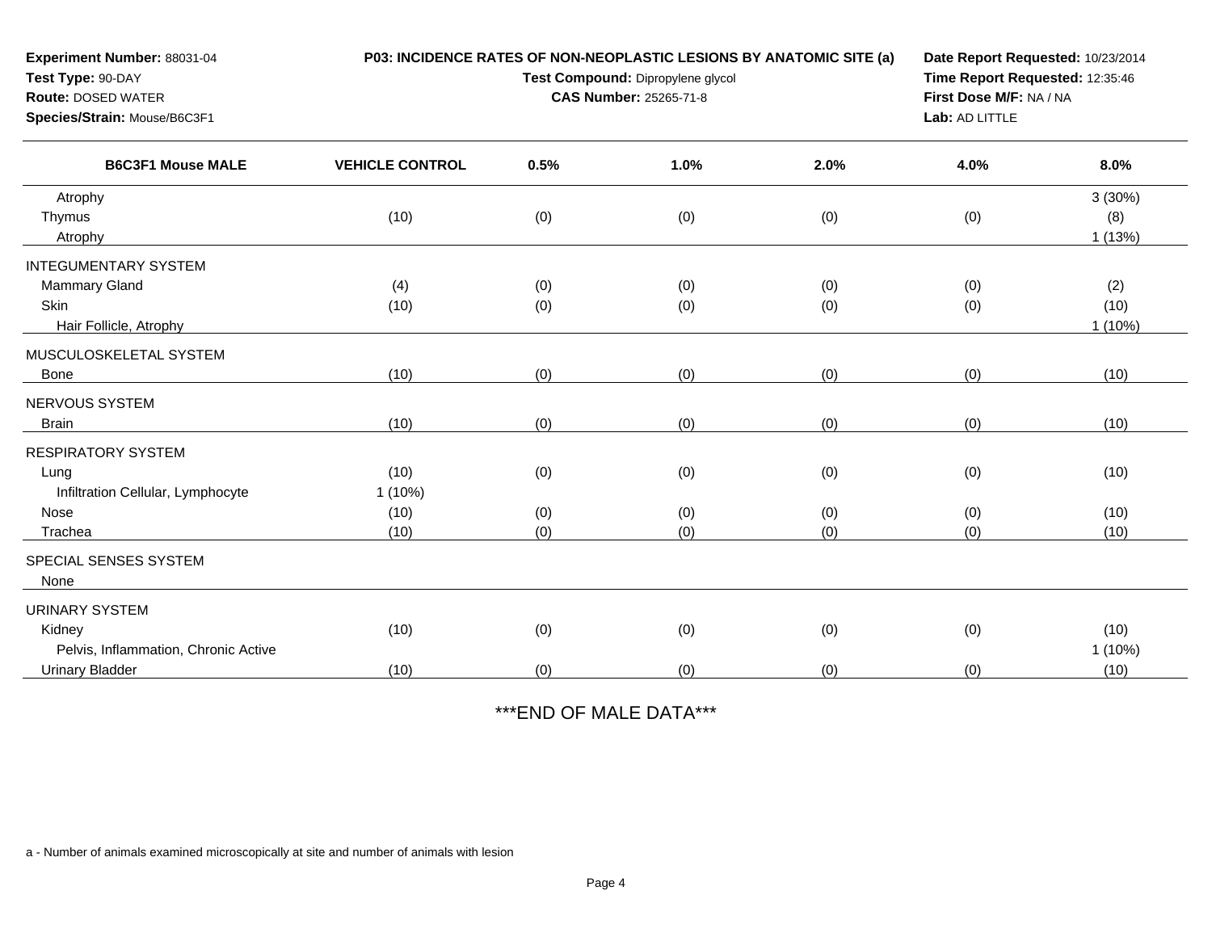**Experiment Number:** 88031-04
**Test Type:** 90-DAY
**Route:** DOSED WATER
**Species/Strain:** Mouse/B6C3F1

**P03: INCIDENCE RATES OF NON-NEOPLASTIC LESIONS BY ANATOMIC SITE (a)**
**Test Compound:** Dipropylene glycol
**CAS Number:** 25265-71-8

**Date Report Requested:** 10/23/2014
**Time Report Requested:** 12:35:46
**First Dose M/F:** NA / NA
**Lab:** AD LITTLE

| B6C3F1 Mouse MALE | VEHICLE CONTROL | 0.5% | 1.0% | 2.0% | 4.0% | 8.0% |
|---|---|---|---|---|---|---|
| Atrophy | | | | | | 3 (30%) |
| Thymus | (10) | (0) | (0) | (0) | (0) | (8) |
| Atrophy | | | | | | 1 (13%) |
| INTEGUMENTARY SYSTEM | | | | | | |
| Mammary Gland | (4) | (0) | (0) | (0) | (0) | (2) |
| Skin | (10) | (0) | (0) | (0) | (0) | (10) |
| Hair Follicle, Atrophy | | | | | | 1 (10%) |
| MUSCULOSKELETAL SYSTEM | | | | | | |
| Bone | (10) | (0) | (0) | (0) | (0) | (10) |
| NERVOUS SYSTEM | | | | | | |
| Brain | (10) | (0) | (0) | (0) | (0) | (10) |
| RESPIRATORY SYSTEM | | | | | | |
| Lung | (10) | (0) | (0) | (0) | (0) | (10) |
| Infiltration Cellular, Lymphocyte | 1 (10%) | | | | | |
| Nose | (10) | (0) | (0) | (0) | (0) | (10) |
| Trachea | (10) | (0) | (0) | (0) | (0) | (10) |
| SPECIAL SENSES SYSTEM | | | | | | |
| None | | | | | | |
| URINARY SYSTEM | | | | | | |
| Kidney | (10) | (0) | (0) | (0) | (0) | (10) |
| Pelvis, Inflammation, Chronic Active | | | | | | 1 (10%) |
| Urinary Bladder | (10) | (0) | (0) | (0) | (0) | (10) |

***END OF MALE DATA***

a - Number of animals examined microscopically at site and number of animals with lesion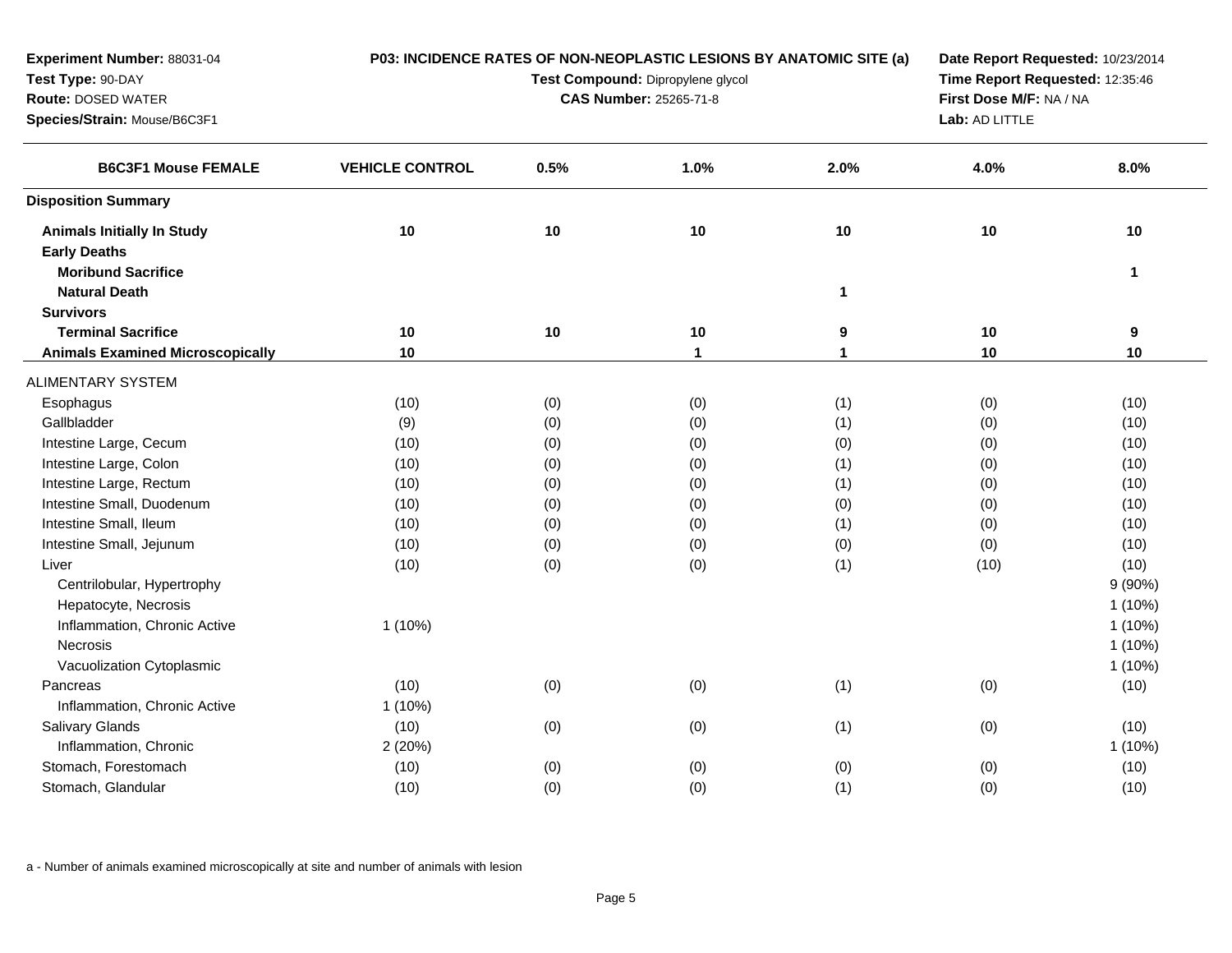**Experiment Number:** 88031-04
**Test Type:** 90-DAY
**Route:** DOSED WATER
**Species/Strain:** Mouse/B6C3F1

**P03: INCIDENCE RATES OF NON-NEOPLASTIC LESIONS BY ANATOMIC SITE (a)**
**Test Compound:** Dipropylene glycol
**CAS Number:** 25265-71-8

**Date Report Requested:** 10/23/2014
**Time Report Requested:** 12:35:46
**First Dose M/F:** NA / NA
**Lab:** AD LITTLE

| B6C3F1 Mouse FEMALE | VEHICLE CONTROL | 0.5% | 1.0% | 2.0% | 4.0% | 8.0% |
|---|---|---|---|---|---|---|
| **Disposition Summary** | | | | | | |
| **Animals Initially In Study** | **10** | **10** | **10** | **10** | **10** | **10** |
| **Early Deaths** | | | | | | |
| **Moribund Sacrifice** | | | | | | **1** |
| **Natural Death** | | | | **1** | | |
| **Survivors** | | | | | | |
| **Terminal Sacrifice** | **10** | **10** | **10** | **9** | **10** | **9** |
| **Animals Examined Microscopically** | **10** | | **1** | **1** | **10** | **10** |
| ALIMENTARY SYSTEM | | | | | | |
| Esophagus | (10) | (0) | (0) | (1) | (0) | (10) |
| Gallbladder | (9) | (0) | (0) | (1) | (0) | (10) |
| Intestine Large, Cecum | (10) | (0) | (0) | (0) | (0) | (10) |
| Intestine Large, Colon | (10) | (0) | (0) | (1) | (0) | (10) |
| Intestine Large, Rectum | (10) | (0) | (0) | (1) | (0) | (10) |
| Intestine Small, Duodenum | (10) | (0) | (0) | (0) | (0) | (10) |
| Intestine Small, Ileum | (10) | (0) | (0) | (1) | (0) | (10) |
| Intestine Small, Jejunum | (10) | (0) | (0) | (0) | (0) | (10) |
| Liver | (10) | (0) | (0) | (1) | (10) | (10) |
| Centrilobular, Hypertrophy | | | | | | 9 (90%) |
| Hepatocyte, Necrosis | | | | | | 1 (10%) |
| Inflammation, Chronic Active | 1 (10%) | | | | | 1 (10%) |
| Necrosis | | | | | | 1 (10%) |
| Vacuolization Cytoplasmic | | | | | | 1 (10%) |
| Pancreas | (10) | (0) | (0) | (1) | (0) | (10) |
| Inflammation, Chronic Active | 1 (10%) | | | | | |
| Salivary Glands | (10) | (0) | (0) | (1) | (0) | (10) |
| Inflammation, Chronic | 2 (20%) | | | | | 1 (10%) |
| Stomach, Forestomach | (10) | (0) | (0) | (0) | (0) | (10) |
| Stomach, Glandular | (10) | (0) | (0) | (1) | (0) | (10) |

a - Number of animals examined microscopically at site and number of animals with lesion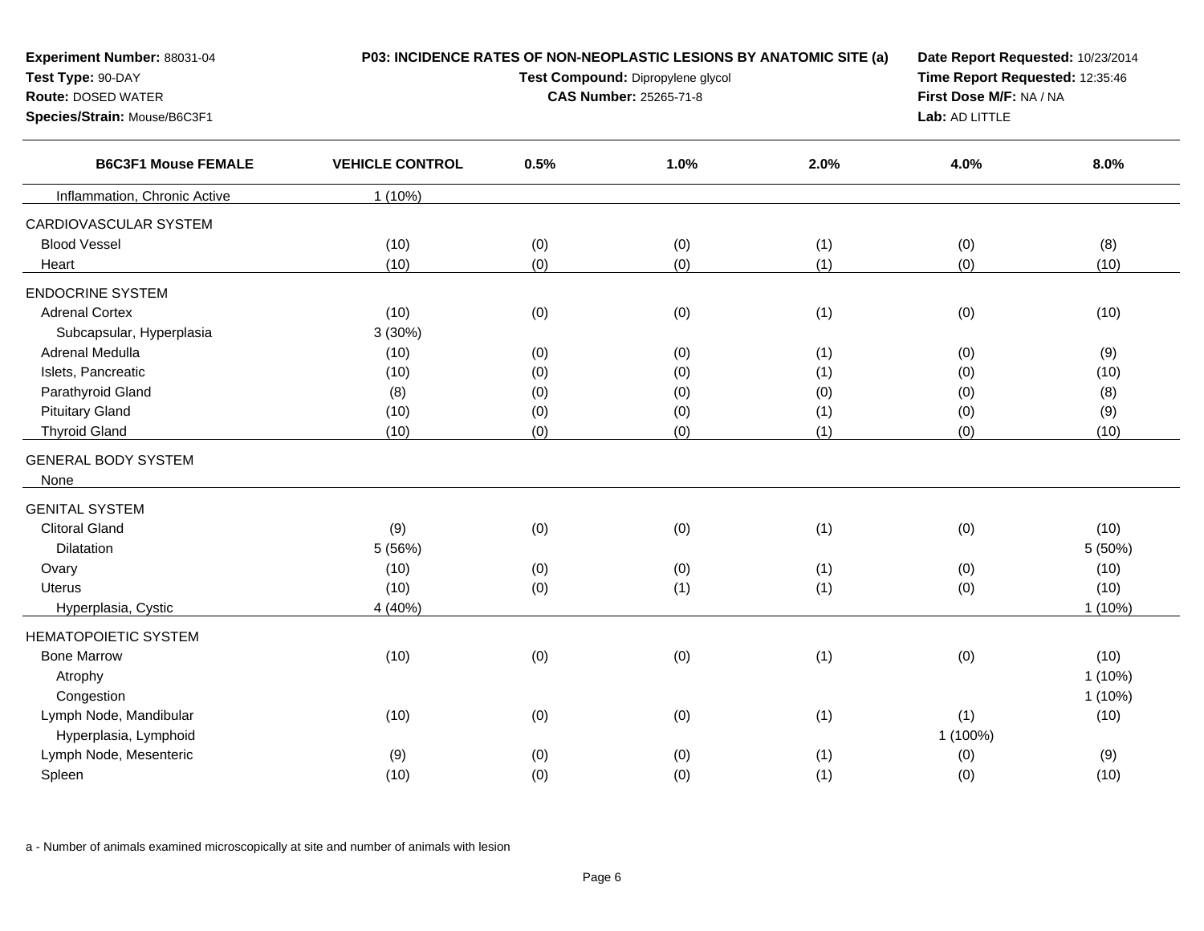**Experiment Number:** 88031-04
**Test Type:** 90-DAY
**Route:** DOSED WATER
**Species/Strain:** Mouse/B6C3F1

**P03: INCIDENCE RATES OF NON-NEOPLASTIC LESIONS BY ANATOMIC SITE (a)**
**Test Compound:** Dipropylene glycol
**CAS Number:** 25265-71-8

**Date Report Requested:** 10/23/2014
**Time Report Requested:** 12:35:46
**First Dose M/F:** NA / NA
**Lab:** AD LITTLE

| B6C3F1 Mouse FEMALE | VEHICLE CONTROL | 0.5% | 1.0% | 2.0% | 4.0% | 8.0% |
|---|---|---|---|---|---|---|
| Inflammation, Chronic Active | 1 (10%) | | | | | |
| CARDIOVASCULAR SYSTEM | | | | | | |
| Blood Vessel | (10) | (0) | (0) | (1) | (0) | (8) |
| Heart | (10) | (0) | (0) | (1) | (0) | (10) |
| ENDOCRINE SYSTEM | | | | | | |
| Adrenal Cortex | (10) | (0) | (0) | (1) | (0) | (10) |
| Subcapsular, Hyperplasia | 3 (30%) | | | | | |
| Adrenal Medulla | (10) | (0) | (0) | (1) | (0) | (9) |
| Islets, Pancreatic | (10) | (0) | (0) | (1) | (0) | (10) |
| Parathyroid Gland | (8) | (0) | (0) | (0) | (0) | (8) |
| Pituitary Gland | (10) | (0) | (0) | (1) | (0) | (9) |
| Thyroid Gland | (10) | (0) | (0) | (1) | (0) | (10) |
| GENERAL BODY SYSTEM | | | | | | |
| None | | | | | | |
| GENITAL SYSTEM | | | | | | |
| Clitoral Gland | (9) | (0) | (0) | (1) | (0) | (10) |
| Dilatation | 5 (56%) | | | | | 5 (50%) |
| Ovary | (10) | (0) | (0) | (1) | (0) | (10) |
| Uterus | (10) | (0) | (1) | (1) | (0) | (10) |
| Hyperplasia, Cystic | 4 (40%) | | | | | 1 (10%) |
| HEMATOPOIETIC SYSTEM | | | | | | |
| Bone Marrow | (10) | (0) | (0) | (1) | (0) | (10) |
| Atrophy | | | | | | 1 (10%) |
| Congestion | | | | | | 1 (10%) |
| Lymph Node, Mandibular | (10) | (0) | (0) | (1) | (1) | (10) |
| Hyperplasia, Lymphoid | | | | | 1 (100%) | |
| Lymph Node, Mesenteric | (9) | (0) | (0) | (1) | (0) | (9) |
| Spleen | (10) | (0) | (0) | (1) | (0) | (10) |

a - Number of animals examined microscopically at site and number of animals with lesion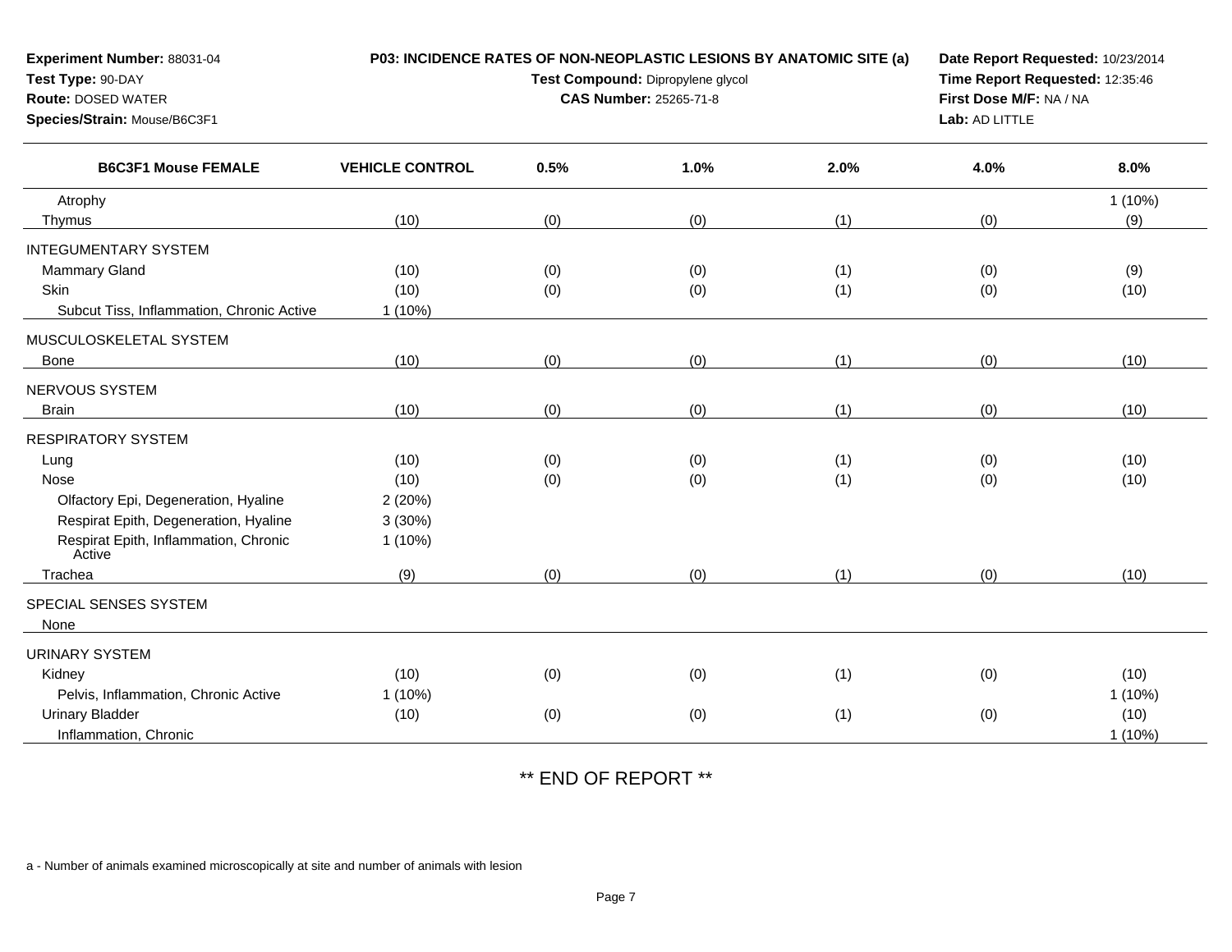**Experiment Number:** 88031-04
**Test Type:** 90-DAY
**Route:** DOSED WATER
**Species/Strain:** Mouse/B6C3F1

**P03: INCIDENCE RATES OF NON-NEOPLASTIC LESIONS BY ANATOMIC SITE (a)**
**Test Compound:** Dipropylene glycol
**CAS Number:** 25265-71-8

**Date Report Requested:** 10/23/2014
**Time Report Requested:** 12:35:46
**First Dose M/F:** NA / NA
**Lab:** AD LITTLE

| B6C3F1 Mouse FEMALE | VEHICLE CONTROL | 0.5% | 1.0% | 2.0% | 4.0% | 8.0% |
|---|---|---|---|---|---|---|
| Atrophy | | | | | | 1 (10%) |
| Thymus | (10) | (0) | (0) | (1) | (0) | (9) |
| INTEGUMENTARY SYSTEM | | | | | | |
| Mammary Gland | (10) | (0) | (0) | (1) | (0) | (9) |
| Skin | (10) | (0) | (0) | (1) | (0) | (10) |
| Subcut Tiss, Inflammation, Chronic Active | 1 (10%) | | | | | |
| MUSCULOSKELETAL SYSTEM | | | | | | |
| Bone | (10) | (0) | (0) | (1) | (0) | (10) |
| NERVOUS SYSTEM | | | | | | |
| Brain | (10) | (0) | (0) | (1) | (0) | (10) |
| RESPIRATORY SYSTEM | | | | | | |
| Lung | (10) | (0) | (0) | (1) | (0) | (10) |
| Nose | (10) | (0) | (0) | (1) | (0) | (10) |
| Olfactory Epi, Degeneration, Hyaline | 2 (20%) | | | | | |
| Respirat Epith, Degeneration, Hyaline | 3 (30%) | | | | | |
| Respirat Epith, Inflammation, Chronic Active | 1 (10%) | | | | | |
| Trachea | (9) | (0) | (0) | (1) | (0) | (10) |
| SPECIAL SENSES SYSTEM | | | | | | |
| None | | | | | | |
| URINARY SYSTEM | | | | | | |
| Kidney | (10) | (0) | (0) | (1) | (0) | (10) |
| Pelvis, Inflammation, Chronic Active | 1 (10%) | | | | | 1 (10%) |
| Urinary Bladder | (10) | (0) | (0) | (1) | (0) | (10) |
| Inflammation, Chronic | | | | | | 1 (10%) |

** END OF REPORT **

a - Number of animals examined microscopically at site and number of animals with lesion